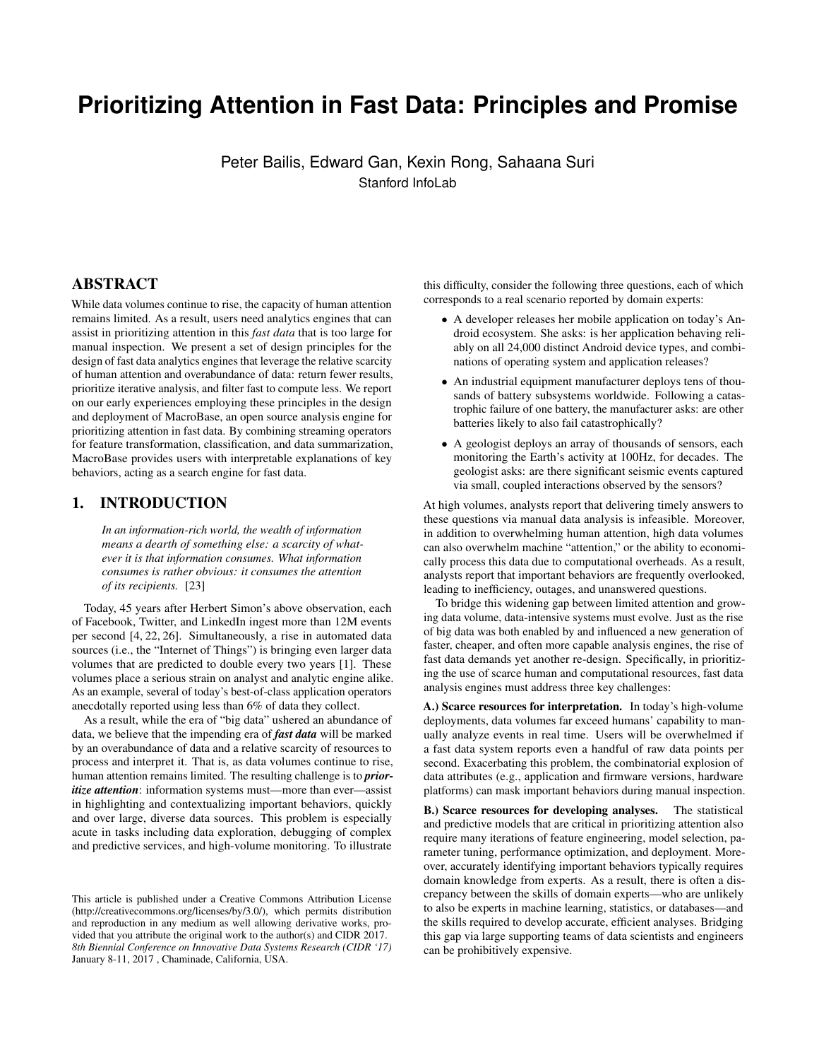# Prioritizing Attention in Fast Data: Principles and Promise

Peter Bailis, Edward Gan, Kexin Rong, Sahaana Suri
Stanford InfoLab

## ABSTRACT

While data volumes continue to rise, the capacity of human attention remains limited. As a result, users need analytics engines that can assist in prioritizing attention in this *fast data* that is too large for manual inspection. We present a set of design principles for the design of fast data analytics engines that leverage the relative scarcity of human attention and overabundance of data: return fewer results, prioritize iterative analysis, and filter fast to compute less. We report on our early experiences employing these principles in the design and deployment of MacroBase, an open source analysis engine for prioritizing attention in fast data. By combining streaming operators for feature transformation, classification, and data summarization, MacroBase provides users with interpretable explanations of key behaviors, acting as a search engine for fast data.

## 1. INTRODUCTION

> *In an information-rich world, the wealth of information means a dearth of something else: a scarcity of whatever it is that information consumes. What information consumes is rather obvious: it consumes the attention of its recipients.* [23]

Today, 45 years after Herbert Simon's above observation, each of Facebook, Twitter, and LinkedIn ingest more than 12M events per second [4, 22, 26]. Simultaneously, a rise in automated data sources (i.e., the "Internet of Things") is bringing even larger data volumes that are predicted to double every two years [1]. These volumes place a serious strain on analyst and analytic engine alike. As an example, several of today's best-of-class application operators anecdotally reported using less than 6% of data they collect.

As a result, while the era of "big data" ushered an abundance of data, we believe that the impending era of ***fast data*** will be marked by an overabundance of data and a relative scarcity of resources to process and interpret it. That is, as data volumes continue to rise, human attention remains limited. The resulting challenge is to ***prioritize attention***: information systems must—more than ever—assist in highlighting and contextualizing important behaviors, quickly and over large, diverse data sources. This problem is especially acute in tasks including data exploration, debugging of complex and predictive services, and high-volume monitoring. To illustrate this difficulty, consider the following three questions, each of which corresponds to a real scenario reported by domain experts:

- A developer releases her mobile application on today's Android ecosystem. She asks: is her application behaving reliably on all 24,000 distinct Android device types, and combinations of operating system and application releases?
- An industrial equipment manufacturer deploys tens of thousands of battery subsystems worldwide. Following a catastrophic failure of one battery, the manufacturer asks: are other batteries likely to also fail catastrophically?
- A geologist deploys an array of thousands of sensors, each monitoring the Earth's activity at 100Hz, for decades. The geologist asks: are there significant seismic events captured via small, coupled interactions observed by the sensors?

At high volumes, analysts report that delivering timely answers to these questions via manual data analysis is infeasible. Moreover, in addition to overwhelming human attention, high data volumes can also overwhelm machine "attention," or the ability to economically process this data due to computational overheads. As a result, analysts report that important behaviors are frequently overlooked, leading to inefficiency, outages, and unanswered questions.

To bridge this widening gap between limited attention and growing data volume, data-intensive systems must evolve. Just as the rise of big data was both enabled by and influenced a new generation of faster, cheaper, and often more capable analysis engines, the rise of fast data demands yet another re-design. Specifically, in prioritizing the use of scarce human and computational resources, fast data analysis engines must address three key challenges:

**A.) Scarce resources for interpretation.** In today's high-volume deployments, data volumes far exceed humans' capability to manually analyze events in real time. Users will be overwhelmed if a fast data system reports even a handful of raw data points per second. Exacerbating this problem, the combinatorial explosion of data attributes (e.g., application and firmware versions, hardware platforms) can mask important behaviors during manual inspection.

**B.) Scarce resources for developing analyses.** The statistical and predictive models that are critical in prioritizing attention also require many iterations of feature engineering, model selection, parameter tuning, performance optimization, and deployment. Moreover, accurately identifying important behaviors typically requires domain knowledge from experts. As a result, there is often a discrepancy between the skills of domain experts—who are unlikely to also be experts in machine learning, statistics, or databases—and the skills required to develop accurate, efficient analyses. Bridging this gap via large supporting teams of data scientists and engineers can be prohibitively expensive.

This article is published under a Creative Commons Attribution License (http://creativecommons.org/licenses/by/3.0/), which permits distribution and reproduction in any medium as well allowing derivative works, provided that you attribute the original work to the author(s) and CIDR 2017.
*8th Biennial Conference on Innovative Data Systems Research (CIDR '17)* January 8-11, 2017 , Chaminade, California, USA.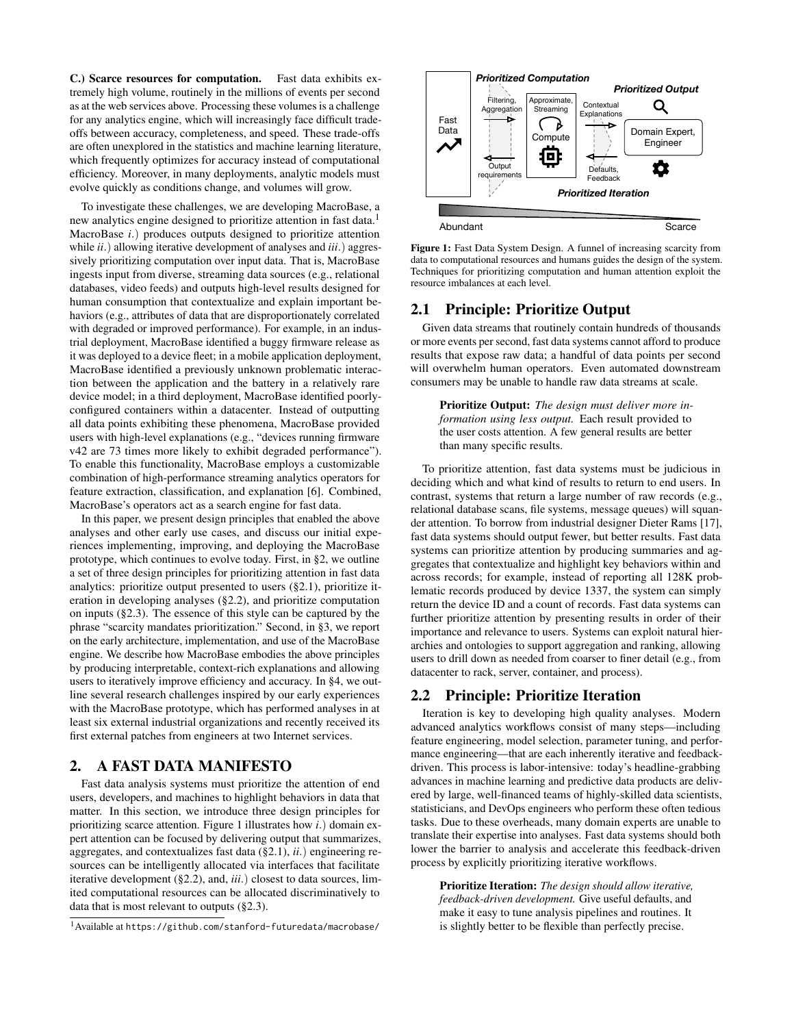**C.) Scarce resources for computation.** Fast data exhibits extremely high volume, routinely in the millions of events per second as at the web services above. Processing these volumes is a challenge for any analytics engine, which will increasingly face difficult trade-offs between accuracy, completeness, and speed. These trade-offs are often unexplored in the statistics and machine learning literature, which frequently optimizes for accuracy instead of computational efficiency. Moreover, in many deployments, analytic models must evolve quickly as conditions change, and volumes will grow.

To investigate these challenges, we are developing MacroBase, a new analytics engine designed to prioritize attention in fast data.[1] MacroBase *i.*) produces outputs designed to prioritize attention while *ii.*) allowing iterative development of analyses and *iii.*) aggressively prioritizing computation over input data. That is, MacroBase ingests input from diverse, streaming data sources (e.g., relational databases, video feeds) and outputs high-level results designed for human consumption that contextualize and explain important behaviors (e.g., attributes of data that are disproportionately correlated with degraded or improved performance). For example, in an industrial deployment, MacroBase identified a buggy firmware release as it was deployed to a device fleet; in a mobile application deployment, MacroBase identified a previously unknown problematic interaction between the application and the battery in a relatively rare device model; in a third deployment, MacroBase identified poorly-configured containers within a datacenter. Instead of outputting all data points exhibiting these phenomena, MacroBase provided users with high-level explanations (e.g., "devices running firmware v42 are 73 times more likely to exhibit degraded performance"). To enable this functionality, MacroBase employs a customizable combination of high-performance streaming analytics operators for feature extraction, classification, and explanation [6]. Combined, MacroBase's operators act as a search engine for fast data.

In this paper, we present design principles that enabled the above analyses and other early use cases, and discuss our initial experiences implementing, improving, and deploying the MacroBase prototype, which continues to evolve today. First, in §2, we outline a set of three design principles for prioritizing attention in fast data analytics: prioritize output presented to users (§2.1), prioritize iteration in developing analyses (§2.2), and prioritize computation on inputs (§2.3). The essence of this style can be captured by the phrase "scarcity mandates prioritization." Second, in §3, we report on the early architecture, implementation, and use of the MacroBase engine. We describe how MacroBase embodies the above principles by producing interpretable, context-rich explanations and allowing users to iteratively improve efficiency and accuracy. In §4, we outline several research challenges inspired by our early experiences with the MacroBase prototype, which has performed analyses in at least six external industrial organizations and recently received its first external patches from engineers at two Internet services.

## 2. A FAST DATA MANIFESTO

Fast data analysis systems must prioritize the attention of end users, developers, and machines to highlight behaviors in data that matter. In this section, we introduce three design principles for prioritizing scarce attention. Figure 1 illustrates how *i.*) domain expert attention can be focused by delivering output that summarizes, aggregates, and contextualizes fast data (§2.1), *ii.*) engineering resources can be intelligently allocated via interfaces that facilitate iterative development (§2.2), and, *iii.*) closest to data sources, limited computational resources can be allocated discriminatively to data that is most relevant to outputs (§2.3).

[1] Available at https://github.com/stanford-futuredata/macrobase/

**Figure 1:** Fast Data System Design. A funnel of increasing scarcity from data to computational resources and humans guides the design of the system. Techniques for prioritizing computation and human attention exploit the resource imbalances at each level.

### 2.1 Principle: Prioritize Output

Given data streams that routinely contain hundreds of thousands or more events per second, fast data systems cannot afford to produce results that expose raw data; a handful of data points per second will overwhelm human operators. Even automated downstream consumers may be unable to handle raw data streams at scale.

> **Prioritize Output:** *The design must deliver more information using less output.* Each result provided to the user costs attention. A few general results are better than many specific results.

To prioritize attention, fast data systems must be judicious in deciding which and what kind of results to return to end users. In contrast, systems that return a large number of raw records (e.g., relational database scans, file systems, message queues) will squander attention. To borrow from industrial designer Dieter Rams [17], fast data systems should output fewer, but better results. Fast data systems can prioritize attention by producing summaries and aggregates that contextualize and highlight key behaviors within and across records; for example, instead of reporting all 128K problematic records produced by device 1337, the system can simply return the device ID and a count of records. Fast data systems can further prioritize attention by presenting results in order of their importance and relevance to users. Systems can exploit natural hierarchies and ontologies to support aggregation and ranking, allowing users to drill down as needed from coarser to finer detail (e.g., from datacenter to rack, server, container, and process).

### 2.2 Principle: Prioritize Iteration

Iteration is key to developing high quality analyses. Modern advanced analytics workflows consist of many steps—including feature engineering, model selection, parameter tuning, and performance engineering—that are each inherently iterative and feedback-driven. This process is labor-intensive: today's headline-grabbing advances in machine learning and predictive data products are delivered by large, well-financed teams of highly-skilled data scientists, statisticians, and DevOps engineers who perform these often tedious tasks. Due to these overheads, many domain experts are unable to translate their expertise into analyses. Fast data systems should both lower the barrier to analysis and accelerate this feedback-driven process by explicitly prioritizing iterative workflows.

> **Prioritize Iteration:** *The design should allow iterative, feedback-driven development.* Give useful defaults, and make it easy to tune analysis pipelines and routines. It is slightly better to be flexible than perfectly precise.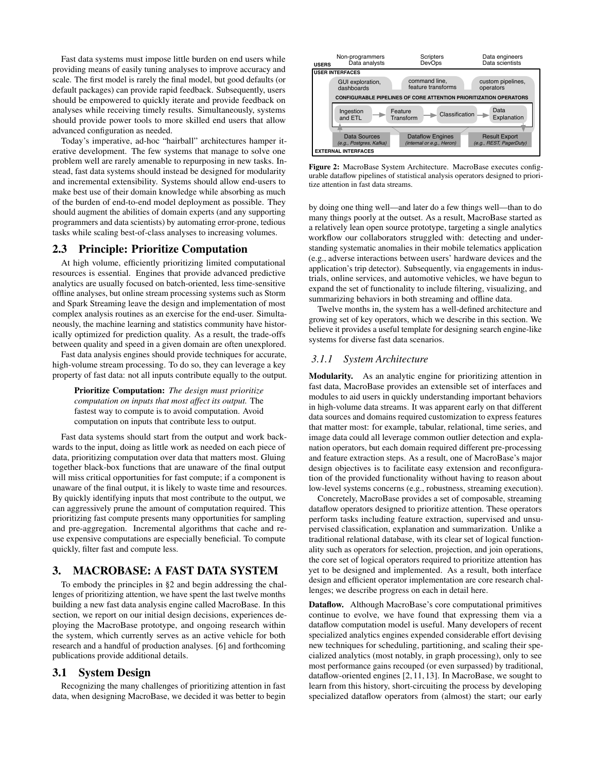Fast data systems must impose little burden on end users while providing means of easily tuning analyses to improve accuracy and scale. The first model is rarely the final model, but good defaults (or default packages) can provide rapid feedback. Subsequently, users should be empowered to quickly iterate and provide feedback on analyses while receiving timely results. Simultaneously, systems should provide power tools to more skilled end users that allow advanced configuration as needed.

Today's imperative, ad-hoc "hairball" architectures hamper iterative development. The few systems that manage to solve one problem well are rarely amenable to repurposing in new tasks. Instead, fast data systems should instead be designed for modularity and incremental extensibility. Systems should allow end-users to make best use of their domain knowledge while absorbing as much of the burden of end-to-end model deployment as possible. They should augment the abilities of domain experts (and any supporting programmers and data scientists) by automating error-prone, tedious tasks while scaling best-of-class analyses to increasing volumes.

## 2.3 Principle: Prioritize Computation

At high volume, efficiently prioritizing limited computational resources is essential. Engines that provide advanced predictive analytics are usually focused on batch-oriented, less time-sensitive offline analyses, but online stream processing systems such as Storm and Spark Streaming leave the design and implementation of most complex analysis routines as an exercise for the end-user. Simultaneously, the machine learning and statistics community have historically optimized for prediction quality. As a result, the trade-offs between quality and speed in a given domain are often unexplored.

Fast data analysis engines should provide techniques for accurate, high-volume stream processing. To do so, they can leverage a key property of fast data: not all inputs contribute equally to the output.

> **Prioritize Computation:** *The design must prioritize computation on inputs that most affect its output.* The fastest way to compute is to avoid computation. Avoid computation on inputs that contribute less to output.

Fast data systems should start from the output and work backwards to the input, doing as little work as needed on each piece of data, prioritizing computation over data that matters most. Gluing together black-box functions that are unaware of the final output will miss critical opportunities for fast compute; if a component is unaware of the final output, it is likely to waste time and resources. By quickly identifying inputs that most contribute to the output, we can aggressively prune the amount of computation required. This prioritizing fast compute presents many opportunities for sampling and pre-aggregation. Incremental algorithms that cache and re-use expensive computations are especially beneficial. To compute quickly, filter fast and compute less.

# 3. MACROBASE: A FAST DATA SYSTEM

To embody the principles in §2 and begin addressing the challenges of prioritizing attention, we have spent the last twelve months building a new fast data analysis engine called MacroBase. In this section, we report on our initial design decisions, experiences deploying the MacroBase prototype, and ongoing research within the system, which currently serves as an active vehicle for both research and a handful of production analyses. [6] and forthcoming publications provide additional details.

## 3.1 System Design

Recognizing the many challenges of prioritizing attention in fast data, when designing MacroBase, we decided it was better to begin by doing one thing well—and later do a few things well—than to do many things poorly at the outset. As a result, MacroBase started as a relatively lean open source prototype, targeting a single analytics workflow our collaborators struggled with: detecting and understanding systematic anomalies in their mobile telematics application (e.g., adverse interactions between users' hardware devices and the application's trip detector). Subsequently, via engagements in industrials, online services, and automotive vehicles, we have begun to expand the set of functionality to include filtering, visualizing, and summarizing behaviors in both streaming and offline data.

Figure 2: MacroBase System Architecture. MacroBase executes configurable dataflow pipelines of statistical analysis operators designed to prioritize attention in fast data streams.

Twelve months in, the system has a well-defined architecture and growing set of key operators, which we describe in this section. We believe it provides a useful template for designing search engine-like systems for diverse fast data scenarios.

### *3.1.1 System Architecture*

**Modularity.** As an analytic engine for prioritizing attention in fast data, MacroBase provides an extensible set of interfaces and modules to aid users in quickly understanding important behaviors in high-volume data streams. It was apparent early on that different data sources and domains required customization to express features that matter most: for example, tabular, relational, time series, and image data could all leverage common outlier detection and explanation operators, but each domain required different pre-processing and feature extraction steps. As a result, one of MacroBase's major design objectives is to facilitate easy extension and reconfiguration of the provided functionality without having to reason about low-level systems concerns (e.g., robustness, streaming execution).

Concretely, MacroBase provides a set of composable, streaming dataflow operators designed to prioritize attention. These operators perform tasks including feature extraction, supervised and unsupervised classification, explanation and summarization. Unlike a traditional relational database, with its clear set of logical functionality such as operators for selection, projection, and join operations, the core set of logical operators required to prioritize attention has yet to be designed and implemented. As a result, both interface design and efficient operator implementation are core research challenges; we describe progress on each in detail here.

**Dataflow.** Although MacroBase's core computational primitives continue to evolve, we have found that expressing them via a dataflow computation model is useful. Many developers of recent specialized analytics engines expended considerable effort devising new techniques for scheduling, partitioning, and scaling their specialized analytics (most notably, in graph processing), only to see most performance gains recouped (or even surpassed) by traditional, dataflow-oriented engines [2, 11, 13]. In MacroBase, we sought to learn from this history, short-circuiting the process by developing specialized dataflow operators from (almost) the start; our early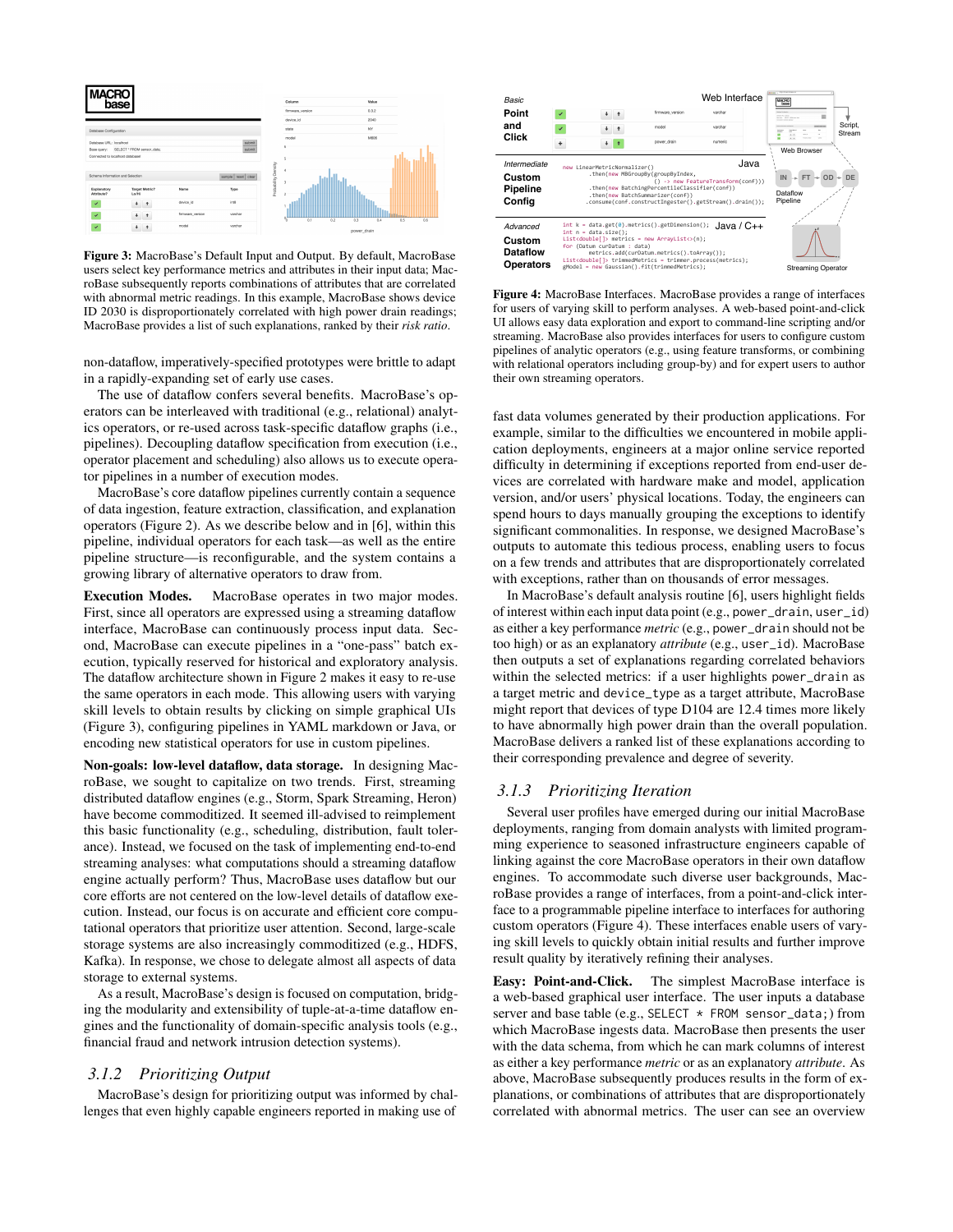**Figure 3:** MacroBase's Default Input and Output. By default, MacroBase users select key performance metrics and attributes in their input data; MacroBase subsequently reports combinations of attributes that are correlated with abnormal metric readings. In this example, MacroBase shows device ID 2030 is disproportionately correlated with high power drain readings; MacroBase provides a list of such explanations, ranked by their *risk ratio*.

non-dataflow, imperatively-specified prototypes were brittle to adapt in a rapidly-expanding set of early use cases.

The use of dataflow confers several benefits. MacroBase's operators can be interleaved with traditional (e.g., relational) analytics operators, or re-used across task-specific dataflow graphs (i.e., pipelines). Decoupling dataflow specification from execution (i.e., operator placement and scheduling) also allows us to execute operator pipelines in a number of execution modes.

MacroBase's core dataflow pipelines currently contain a sequence of data ingestion, feature extraction, classification, and explanation operators (Figure 2). As we describe below and in [6], within this pipeline, individual operators for each task—as well as the entire pipeline structure—is reconfigurable, and the system contains a growing library of alternative operators to draw from.

**Execution Modes.** MacroBase operates in two major modes. First, since all operators are expressed using a streaming dataflow interface, MacroBase can continuously process input data. Second, MacroBase can execute pipelines in a "one-pass" batch execution, typically reserved for historical and exploratory analysis. The dataflow architecture shown in Figure 2 makes it easy to re-use the same operators in each mode. This allowing users with varying skill levels to obtain results by clicking on simple graphical UIs (Figure 3), configuring pipelines in YAML markdown or Java, or encoding new statistical operators for use in custom pipelines.

**Non-goals: low-level dataflow, data storage.** In designing MacroBase, we sought to capitalize on two trends. First, streaming distributed dataflow engines (e.g., Storm, Spark Streaming, Heron) have become commoditized. It seemed ill-advised to reimplement this basic functionality (e.g., scheduling, distribution, fault tolerance). Instead, we focused on the task of implementing end-to-end streaming analyses: what computations should a streaming dataflow engine actually perform? Thus, MacroBase uses dataflow but our core efforts are not centered on the low-level details of dataflow execution. Instead, our focus is on accurate and efficient core computational operators that prioritize user attention. Second, large-scale storage systems are also increasingly commoditized (e.g., HDFS, Kafka). In response, we chose to delegate almost all aspects of data storage to external systems.

As a result, MacroBase's design is focused on computation, bridging the modularity and extensibility of tuple-at-a-time dataflow engines and the functionality of domain-specific analysis tools (e.g., financial fraud and network intrusion detection systems).

### *3.1.2 Prioritizing Output*

MacroBase's design for prioritizing output was informed by challenges that even highly capable engineers reported in making use of

**Figure 4:** MacroBase Interfaces. MacroBase provides a range of interfaces for users of varying skill to perform analyses. A web-based point-and-click UI allows easy data exploration and export to command-line scripting and/or streaming. MacroBase also provides interfaces for users to configure custom pipelines of analytic operators (e.g., using feature transforms, or combining with relational operators including group-by) and for expert users to author their own streaming operators.

fast data volumes generated by their production applications. For example, similar to the difficulties we encountered in mobile application deployments, engineers at a major online service reported difficulty in determining if exceptions reported from end-user devices are correlated with hardware make and model, application version, and/or users' physical locations. Today, the engineers can spend hours to days manually grouping the exceptions to identify significant commonalities. In response, we designed MacroBase's outputs to automate this tedious process, enabling users to focus on a few trends and attributes that are disproportionately correlated with exceptions, rather than on thousands of error messages.

In MacroBase's default analysis routine [6], users highlight fields of interest within each input data point (e.g., power_drain, user_id) as either a key performance *metric* (e.g., power_drain should not be too high) or as an explanatory *attribute* (e.g., user_id). MacroBase then outputs a set of explanations regarding correlated behaviors within the selected metrics: if a user highlights power_drain as a target metric and device_type as a target attribute, MacroBase might report that devices of type D104 are 12.4 times more likely to have abnormally high power drain than the overall population. MacroBase delivers a ranked list of these explanations according to their corresponding prevalence and degree of severity.

### *3.1.3 Prioritizing Iteration*

Several user profiles have emerged during our initial MacroBase deployments, ranging from domain analysts with limited programming experience to seasoned infrastructure engineers capable of linking against the core MacroBase operators in their own dataflow engines. To accommodate such diverse user backgrounds, MacroBase provides a range of interfaces, from a point-and-click interface to a programmable pipeline interface to interfaces for authoring custom operators (Figure 4). These interfaces enable users of varying skill levels to quickly obtain initial results and further improve result quality by iteratively refining their analyses.

**Easy: Point-and-Click.** The simplest MacroBase interface is a web-based graphical user interface. The user inputs a database server and base table (e.g., SELECT * FROM sensor_data;) from which MacroBase ingests data. MacroBase then presents the user with the data schema, from which he can mark columns of interest as either a key performance *metric* or as an explanatory *attribute*. As above, MacroBase subsequently produces results in the form of explanations, or combinations of attributes that are disproportionately correlated with abnormal metrics. The user can see an overview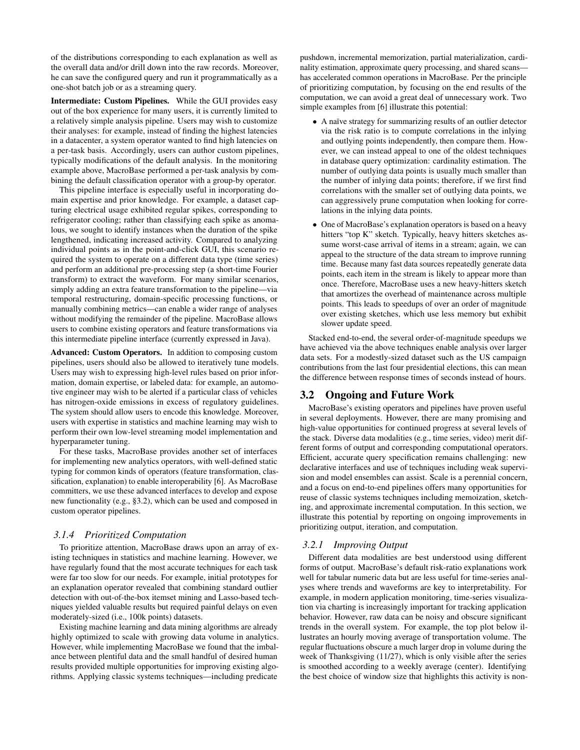of the distributions corresponding to each explanation as well as the overall data and/or drill down into the raw records. Moreover, he can save the configured query and run it programmatically as a one-shot batch job or as a streaming query.

**Intermediate: Custom Pipelines.** While the GUI provides easy out of the box experience for many users, it is currently limited to a relatively simple analysis pipeline. Users may wish to customize their analyses: for example, instead of finding the highest latencies in a datacenter, a system operator wanted to find high latencies on a per-task basis. Accordingly, users can author custom pipelines, typically modifications of the default analysis. In the monitoring example above, MacroBase performed a per-task analysis by combining the default classification operator with a group-by operator.

This pipeline interface is especially useful in incorporating domain expertise and prior knowledge. For example, a dataset capturing electrical usage exhibited regular spikes, corresponding to refrigerator cooling; rather than classifying each spike as anomalous, we sought to identify instances when the duration of the spike lengthened, indicating increased activity. Compared to analyzing individual points as in the point-and-click GUI, this scenario required the system to operate on a different data type (time series) and perform an additional pre-processing step (a short-time Fourier transform) to extract the waveform. For many similar scenarios, simply adding an extra feature transformation to the pipeline—via temporal restructuring, domain-specific processing functions, or manually combining metrics—can enable a wider range of analyses without modifying the remainder of the pipeline. MacroBase allows users to combine existing operators and feature transformations via this intermediate pipeline interface (currently expressed in Java).

**Advanced: Custom Operators.** In addition to composing custom pipelines, users should also be allowed to iteratively tune models. Users may wish to expressing high-level rules based on prior information, domain expertise, or labeled data: for example, an automotive engineer may wish to be alerted if a particular class of vehicles has nitrogen-oxide emissions in excess of regulatory guidelines. The system should allow users to encode this knowledge. Moreover, users with expertise in statistics and machine learning may wish to perform their own low-level streaming model implementation and hyperparameter tuning.

For these tasks, MacroBase provides another set of interfaces for implementing new analytics operators, with well-defined static typing for common kinds of operators (feature transformation, classification, explanation) to enable interoperability [6]. As MacroBase committers, we use these advanced interfaces to develop and expose new functionality (e.g., §3.2), which can be used and composed in custom operator pipelines.

#### *3.1.4 Prioritized Computation*

To prioritize attention, MacroBase draws upon an array of existing techniques in statistics and machine learning. However, we have regularly found that the most accurate techniques for each task were far too slow for our needs. For example, initial prototypes for an explanation operator revealed that combining standard outlier detection with out-of-the-box itemset mining and Lasso-based techniques yielded valuable results but required painful delays on even moderately-sized (i.e., 100k points) datasets.

Existing machine learning and data mining algorithms are already highly optimized to scale with growing data volume in analytics. However, while implementing MacroBase we found that the imbalance between plentiful data and the small handful of desired human results provided multiple opportunities for improving existing algorithms. Applying classic systems techniques—including predicate pushdown, incremental memorization, partial materialization, cardinality estimation, approximate query processing, and shared scans—has accelerated common operations in MacroBase. Per the principle of prioritizing computation, by focusing on the end results of the computation, we can avoid a great deal of unnecessary work. Two simple examples from [6] illustrate this potential:

- A naïve strategy for summarizing results of an outlier detector via the risk ratio is to compute correlations in the inlying and outlying points independently, then compare them. However, we can instead appeal to one of the oldest techniques in database query optimization: cardinality estimation. The number of outlying data points is usually much smaller than the number of inlying data points; therefore, if we first find correlations with the smaller set of outlying data points, we can aggressively prune computation when looking for correlations in the inlying data points.
- One of MacroBase's explanation operators is based on a heavy hitters "top K" sketch. Typically, heavy hitters sketches assume worst-case arrival of items in a stream; again, we can appeal to the structure of the data stream to improve running time. Because many fast data sources repeatedly generate data points, each item in the stream is likely to appear more than once. Therefore, MacroBase uses a new heavy-hitters sketch that amortizes the overhead of maintenance across multiple points. This leads to speedups of over an order of magnitude over existing sketches, which use less memory but exhibit slower update speed.

Stacked end-to-end, the several order-of-magnitude speedups we have achieved via the above techniques enable analysis over larger data sets. For a modestly-sized dataset such as the US campaign contributions from the last four presidential elections, this can mean the difference between response times of seconds instead of hours.

### 3.2 Ongoing and Future Work

MacroBase's existing operators and pipelines have proven useful in several deployments. However, there are many promising and high-value opportunities for continued progress at several levels of the stack. Diverse data modalities (e.g., time series, video) merit different forms of output and corresponding computational operators. Efficient, accurate query specification remains challenging: new declarative interfaces and use of techniques including weak supervision and model ensembles can assist. Scale is a perennial concern, and a focus on end-to-end pipelines offers many opportunities for reuse of classic systems techniques including memoization, sketching, and approximate incremental computation. In this section, we illustrate this potential by reporting on ongoing improvements in prioritizing output, iteration, and computation.

#### *3.2.1 Improving Output*

Different data modalities are best understood using different forms of output. MacroBase's default risk-ratio explanations work well for tabular numeric data but are less useful for time-series analyses where trends and waveforms are key to interpretability. For example, in modern application monitoring, time-series visualization via charting is increasingly important for tracking application behavior. However, raw data can be noisy and obscure significant trends in the overall system. For example, the top plot below illustrates an hourly moving average of transportation volume. The regular fluctuations obscure a much larger drop in volume during the week of Thanksgiving (11/27), which is only visible after the series is smoothed according to a weekly average (center). Identifying the best choice of window size that highlights this activity is non-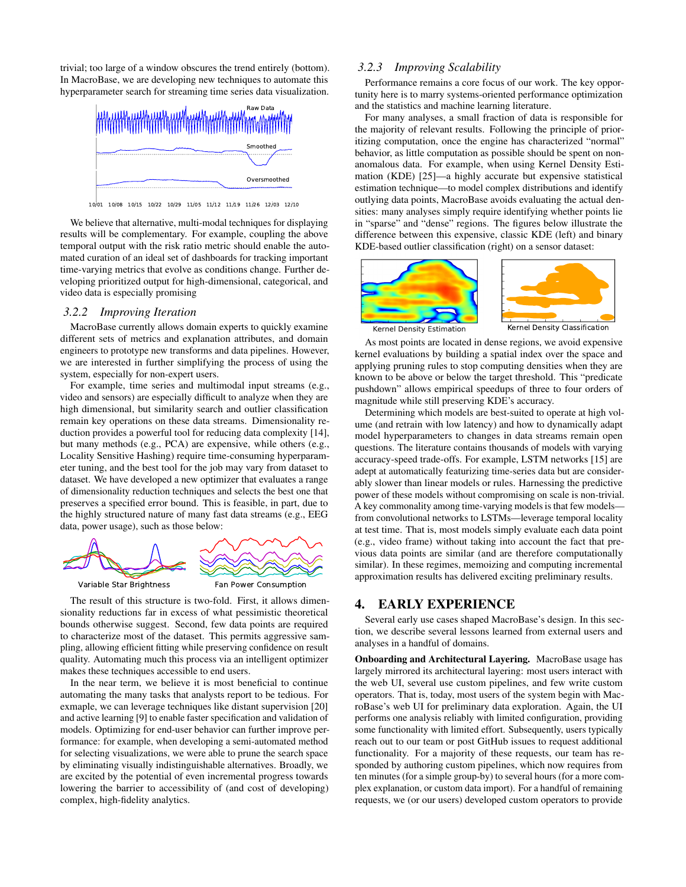trivial; too large of a window obscures the trend entirely (bottom). In MacroBase, we are developing new techniques to automate this hyperparameter search for streaming time series data visualization.

We believe that alternative, multi-modal techniques for displaying results will be complementary. For example, coupling the above temporal output with the risk ratio metric should enable the automated curation of an ideal set of dashboards for tracking important time-varying metrics that evolve as conditions change. Further developing prioritized output for high-dimensional, categorical, and video data is especially promising

### 3.2.2 Improving Iteration

MacroBase currently allows domain experts to quickly examine different sets of metrics and explanation attributes, and domain engineers to prototype new transforms and data pipelines. However, we are interested in further simplifying the process of using the system, especially for non-expert users.

For example, time series and multimodal input streams (e.g., video and sensors) are especially difficult to analyze when they are high dimensional, but similarity search and outlier classification remain key operations on these data streams. Dimensionality reduction provides a powerful tool for reducing data complexity [14], but many methods (e.g., PCA) are expensive, while others (e.g., Locality Sensitive Hashing) require time-consuming hyperparameter tuning, and the best tool for the job may vary from dataset to dataset. We have developed a new optimizer that evaluates a range of dimensionality reduction techniques and selects the best one that preserves a specified error bound. This is feasible, in part, due to the highly structured nature of many fast data streams (e.g., EEG data, power usage), such as those below:

The result of this structure is two-fold. First, it allows dimensionality reductions far in excess of what pessimistic theoretical bounds otherwise suggest. Second, few data points are required to characterize most of the dataset. This permits aggressive sampling, allowing efficient fitting while preserving confidence on result quality. Automating much this process via an intelligent optimizer makes these techniques accessible to end users.

In the near term, we believe it is most beneficial to continue automating the many tasks that analysts report to be tedious. For exmaple, we can leverage techniques like distant supervision [20] and active learning [9] to enable faster specification and validation of models. Optimizing for end-user behavior can further improve performance: for example, when developing a semi-automated method for selecting visualizations, we were able to prune the search space by eliminating visually indistinguishable alternatives. Broadly, we are excited by the potential of even incremental progress towards lowering the barrier to accessibility of (and cost of developing) complex, high-fidelity analytics.

### 3.2.3 Improving Scalability

Performance remains a core focus of our work. The key opportunity here is to marry systems-oriented performance optimization and the statistics and machine learning literature.

For many analyses, a small fraction of data is responsible for the majority of relevant results. Following the principle of prioritizing computation, once the engine has characterized "normal" behavior, as little computation as possible should be spent on non-anomalous data. For example, when using Kernel Density Estimation (KDE) [25]—a highly accurate but expensive statistical estimation technique—to model complex distributions and identify outlying data points, MacroBase avoids evaluating the actual densities: many analyses simply require identifying whether points lie in "sparse" and "dense" regions. The figures below illustrate the difference between this expensive, classic KDE (left) and binary KDE-based outlier classification (right) on a sensor dataset:

As most points are located in dense regions, we avoid expensive kernel evaluations by building a spatial index over the space and applying pruning rules to stop computing densities when they are known to be above or below the target threshold. This "predicate pushdown" allows empirical speedups of three to four orders of magnitude while still preserving KDE's accuracy.

Determining which models are best-suited to operate at high volume (and retrain with low latency) and how to dynamically adapt model hyperparameters to changes in data streams remain open questions. The literature contains thousands of models with varying accuracy-speed trade-offs. For example, LSTM networks [15] are adept at automatically featurizing time-series data but are considerably slower than linear models or rules. Harnessing the predictive power of these models without compromising on scale is non-trivial. A key commonality among time-varying models is that few models—from convolutional networks to LSTMs—leverage temporal locality at test time. That is, most models simply evaluate each data point (e.g., video frame) without taking into account the fact that previous data points are similar (and are therefore computationally similar). In these regimes, memoizing and computing incremental approximation results has delivered exciting preliminary results.

## 4. EARLY EXPERIENCE

Several early use cases shaped MacroBase's design. In this section, we describe several lessons learned from external users and analyses in a handful of domains.

**Onboarding and Architectural Layering.** MacroBase usage has largely mirrored its architectural layering: most users interact with the web UI, several use custom pipelines, and few write custom operators. That is, today, most users of the system begin with MacroBase's web UI for preliminary data exploration. Again, the UI performs one analysis reliably with limited configuration, providing some functionality with limited effort. Subsequently, users typically reach out to our team or post GitHub issues to request additional functionality. For a majority of these requests, our team has responded by authoring custom pipelines, which now requires from ten minutes (for a simple group-by) to several hours (for a more complex explanation, or custom data import). For a handful of remaining requests, we (or our users) developed custom operators to provide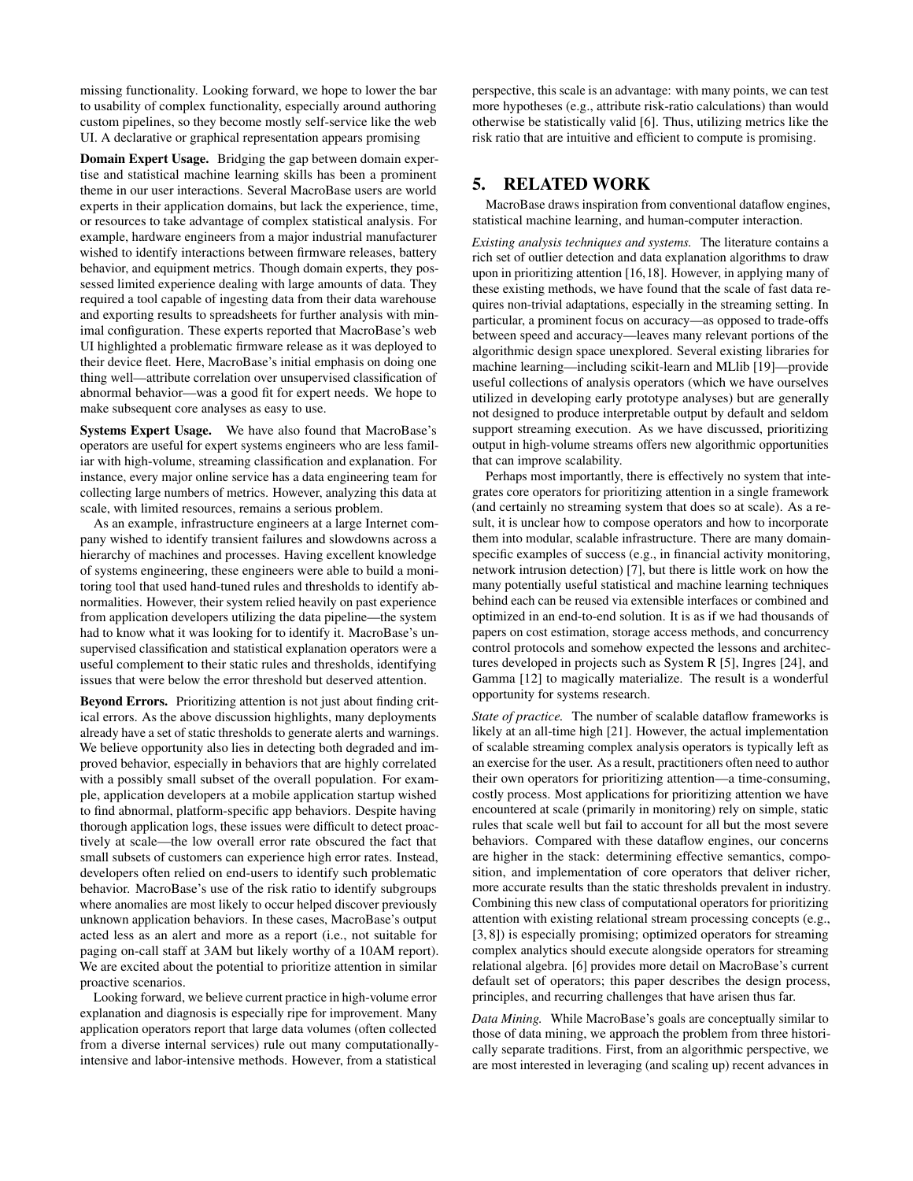missing functionality. Looking forward, we hope to lower the bar to usability of complex functionality, especially around authoring custom pipelines, so they become mostly self-service like the web UI. A declarative or graphical representation appears promising

**Domain Expert Usage.** Bridging the gap between domain expertise and statistical machine learning skills has been a prominent theme in our user interactions. Several MacroBase users are world experts in their application domains, but lack the experience, time, or resources to take advantage of complex statistical analysis. For example, hardware engineers from a major industrial manufacturer wished to identify interactions between firmware releases, battery behavior, and equipment metrics. Though domain experts, they possessed limited experience dealing with large amounts of data. They required a tool capable of ingesting data from their data warehouse and exporting results to spreadsheets for further analysis with minimal configuration. These experts reported that MacroBase's web UI highlighted a problematic firmware release as it was deployed to their device fleet. Here, MacroBase's initial emphasis on doing one thing well—attribute correlation over unsupervised classification of abnormal behavior—was a good fit for expert needs. We hope to make subsequent core analyses as easy to use.

**Systems Expert Usage.** We have also found that MacroBase's operators are useful for expert systems engineers who are less familiar with high-volume, streaming classification and explanation. For instance, every major online service has a data engineering team for collecting large numbers of metrics. However, analyzing this data at scale, with limited resources, remains a serious problem.

As an example, infrastructure engineers at a large Internet company wished to identify transient failures and slowdowns across a hierarchy of machines and processes. Having excellent knowledge of systems engineering, these engineers were able to build a monitoring tool that used hand-tuned rules and thresholds to identify abnormalities. However, their system relied heavily on past experience from application developers utilizing the data pipeline—the system had to know what it was looking for to identify it. MacroBase's unsupervised classification and statistical explanation operators were a useful complement to their static rules and thresholds, identifying issues that were below the error threshold but deserved attention.

**Beyond Errors.** Prioritizing attention is not just about finding critical errors. As the above discussion highlights, many deployments already have a set of static thresholds to generate alerts and warnings. We believe opportunity also lies in detecting both degraded and improved behavior, especially in behaviors that are highly correlated with a possibly small subset of the overall population. For example, application developers at a mobile application startup wished to find abnormal, platform-specific app behaviors. Despite having thorough application logs, these issues were difficult to detect proactively at scale—the low overall error rate obscured the fact that small subsets of customers can experience high error rates. Instead, developers often relied on end-users to identify such problematic behavior. MacroBase's use of the risk ratio to identify subgroups where anomalies are most likely to occur helped discover previously unknown application behaviors. In these cases, MacroBase's output acted less as an alert and more as a report (i.e., not suitable for paging on-call staff at 3AM but likely worthy of a 10AM report). We are excited about the potential to prioritize attention in similar proactive scenarios.

Looking forward, we believe current practice in high-volume error explanation and diagnosis is especially ripe for improvement. Many application operators report that large data volumes (often collected from a diverse internal services) rule out many computationally-intensive and labor-intensive methods. However, from a statistical perspective, this scale is an advantage: with many points, we can test more hypotheses (e.g., attribute risk-ratio calculations) than would otherwise be statistically valid [6]. Thus, utilizing metrics like the risk ratio that are intuitive and efficient to compute is promising.

## 5. RELATED WORK

MacroBase draws inspiration from conventional dataflow engines, statistical machine learning, and human-computer interaction.

*Existing analysis techniques and systems.* The literature contains a rich set of outlier detection and data explanation algorithms to draw upon in prioritizing attention [16, 18]. However, in applying many of these existing methods, we have found that the scale of fast data requires non-trivial adaptations, especially in the streaming setting. In particular, a prominent focus on accuracy—as opposed to trade-offs between speed and accuracy—leaves many relevant portions of the algorithmic design space unexplored. Several existing libraries for machine learning—including scikit-learn and MLlib [19]—provide useful collections of analysis operators (which we have ourselves utilized in developing early prototype analyses) but are generally not designed to produce interpretable output by default and seldom support streaming execution. As we have discussed, prioritizing output in high-volume streams offers new algorithmic opportunities that can improve scalability.

Perhaps most importantly, there is effectively no system that integrates core operators for prioritizing attention in a single framework (and certainly no streaming system that does so at scale). As a result, it is unclear how to compose operators and how to incorporate them into modular, scalable infrastructure. There are many domain-specific examples of success (e.g., in financial activity monitoring, network intrusion detection) [7], but there is little work on how the many potentially useful statistical and machine learning techniques behind each can be reused via extensible interfaces or combined and optimized in an end-to-end solution. It is as if we had thousands of papers on cost estimation, storage access methods, and concurrency control protocols and somehow expected the lessons and architectures developed in projects such as System R [5], Ingres [24], and Gamma [12] to magically materialize. The result is a wonderful opportunity for systems research.

*State of practice.* The number of scalable dataflow frameworks is likely at an all-time high [21]. However, the actual implementation of scalable streaming complex analysis operators is typically left as an exercise for the user. As a result, practitioners often need to author their own operators for prioritizing attention—a time-consuming, costly process. Most applications for prioritizing attention we have encountered at scale (primarily in monitoring) rely on simple, static rules that scale well but fail to account for all but the most severe behaviors. Compared with these dataflow engines, our concerns are higher in the stack: determining effective semantics, composition, and implementation of core operators that deliver richer, more accurate results than the static thresholds prevalent in industry. Combining this new class of computational operators for prioritizing attention with existing relational stream processing concepts (e.g., [3, 8]) is especially promising; optimized operators for streaming complex analytics should execute alongside operators for streaming relational algebra. [6] provides more detail on MacroBase's current default set of operators; this paper describes the design process, principles, and recurring challenges that have arisen thus far.

*Data Mining.* While MacroBase's goals are conceptually similar to those of data mining, we approach the problem from three historically separate traditions. First, from an algorithmic perspective, we are most interested in leveraging (and scaling up) recent advances in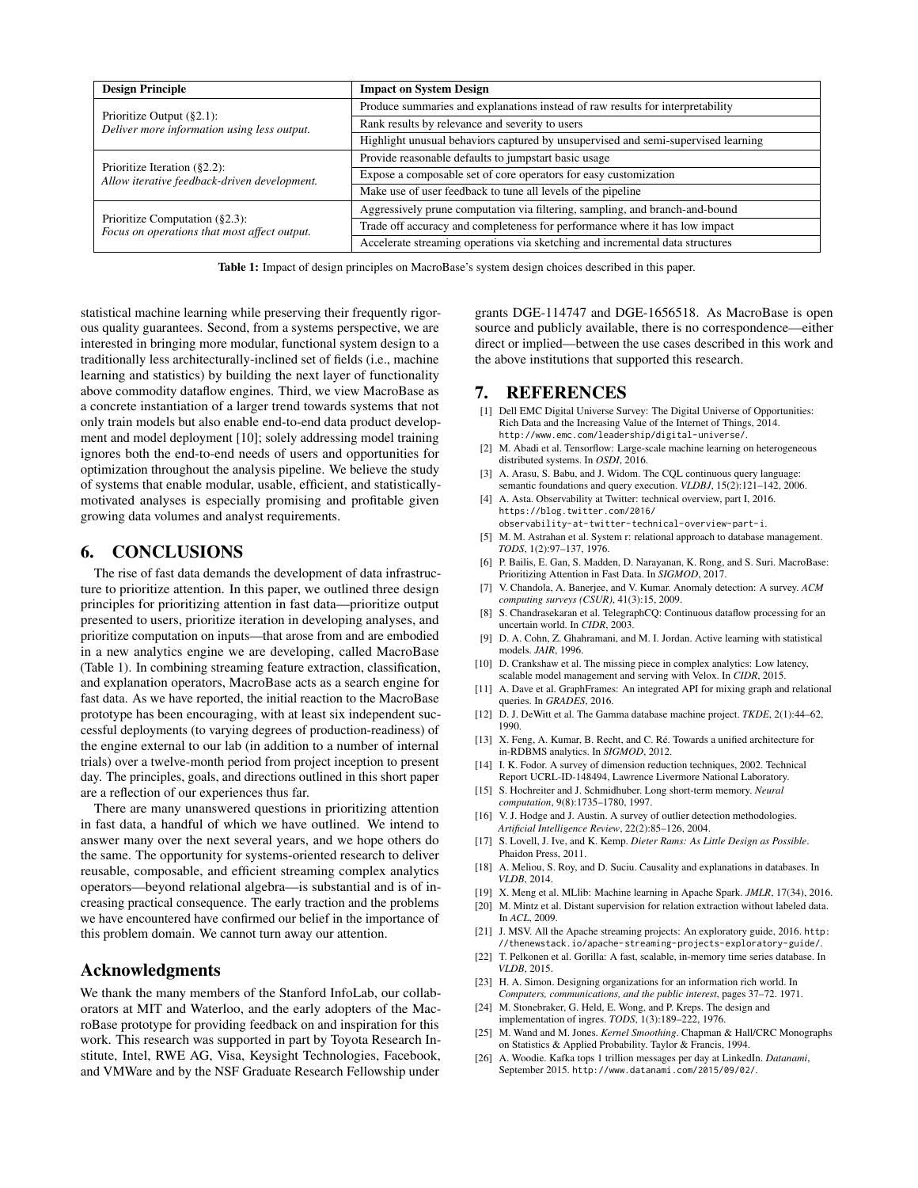| Design Principle | Impact on System Design |
| --- | --- |
| Prioritize Output (§2.1): *Deliver more information using less output.* | Produce summaries and explanations instead of raw results for interpretability |
| | Rank results by relevance and severity to users |
| | Highlight unusual behaviors captured by unsupervised and semi-supervised learning |
| Prioritize Iteration (§2.2): *Allow iterative feedback-driven development.* | Provide reasonable defaults to jumpstart basic usage |
| | Expose a composable set of core operators for easy customization |
| | Make use of user feedback to tune all levels of the pipeline |
| Prioritize Computation (§2.3): *Focus on operations that most affect output.* | Aggressively prune computation via filtering, sampling, and branch-and-bound |
| | Trade off accuracy and completeness for performance where it has low impact |
| | Accelerate streaming operations via sketching and incremental data structures |

**Table 1:** Impact of design principles on MacroBase's system design choices described in this paper.

statistical machine learning while preserving their frequently rigorous quality guarantees. Second, from a systems perspective, we are interested in bringing more modular, functional system design to a traditionally less architecturally-inclined set of fields (i.e., machine learning and statistics) by building the next layer of functionality above commodity dataflow engines. Third, we view MacroBase as a concrete instantiation of a larger trend towards systems that not only train models but also enable end-to-end data product development and model deployment [10]; solely addressing model training ignores both the end-to-end needs of users and opportunities for optimization throughout the analysis pipeline. We believe the study of systems that enable modular, usable, efficient, and statistically-motivated analyses is especially promising and profitable given growing data volumes and analyst requirements.

# 6. CONCLUSIONS

The rise of fast data demands the development of data infrastructure to prioritize attention. In this paper, we outlined three design principles for prioritizing attention in fast data—prioritize output presented to users, prioritize iteration in developing analyses, and prioritize computation on inputs—that arose from and are embodied in a new analytics engine we are developing, called MacroBase (Table 1). In combining streaming feature extraction, classification, and explanation operators, MacroBase acts as a search engine for fast data. As we have reported, the initial reaction to the MacroBase prototype has been encouraging, with at least six independent successful deployments (to varying degrees of production-readiness) of the engine external to our lab (in addition to a number of internal trials) over a twelve-month period from project inception to present day. The principles, goals, and directions outlined in this short paper are a reflection of our experiences thus far.

There are many unanswered questions in prioritizing attention in fast data, a handful of which we have outlined. We intend to answer many over the next several years, and we hope others do the same. The opportunity for systems-oriented research to deliver reusable, composable, and efficient streaming complex analytics operators—beyond relational algebra—is substantial and is of increasing practical consequence. The early traction and the problems we have encountered have confirmed our belief in the importance of this problem domain. We cannot turn away our attention.

## Acknowledgments

We thank the many members of the Stanford InfoLab, our collaborators at MIT and Waterloo, and the early adopters of the MacroBase prototype for providing feedback on and inspiration for this work. This research was supported in part by Toyota Research Institute, Intel, RWE AG, Visa, Keysight Technologies, Facebook, and VMWare and by the NSF Graduate Research Fellowship under grants DGE-114747 and DGE-1656518. As MacroBase is open source and publicly available, there is no correspondence—either direct or implied—between the use cases described in this work and the above institutions that supported this research.

# 7. REFERENCES

[1] Dell EMC Digital Universe Survey: The Digital Universe of Opportunities: Rich Data and the Increasing Value of the Internet of Things, 2014. http://www.emc.com/leadership/digital-universe/.

[2] M. Abadi et al. Tensorflow: Large-scale machine learning on heterogeneous distributed systems. In *OSDI*, 2016.

[3] A. Arasu, S. Babu, and J. Widom. The CQL continuous query language: semantic foundations and query execution. *VLDBJ*, 15(2):121–142, 2006.

[4] A. Asta. Observability at Twitter: technical overview, part I, 2016. https://blog.twitter.com/2016/observability-at-twitter-technical-overview-part-i.

[5] M. M. Astrahan et al. System r: relational approach to database management. *TODS*, 1(2):97–137, 1976.

[6] P. Bailis, E. Gan, S. Madden, D. Narayanan, K. Rong, and S. Suri. MacroBase: Prioritizing Attention in Fast Data. In *SIGMOD*, 2017.

[7] V. Chandola, A. Banerjee, and V. Kumar. Anomaly detection: A survey. *ACM computing surveys (CSUR)*, 41(3):15, 2009.

[8] S. Chandrasekaran et al. TelegraphCQ: Continuous dataflow processing for an uncertain world. In *CIDR*, 2003.

[9] D. A. Cohn, Z. Ghahramani, and M. I. Jordan. Active learning with statistical models. *JAIR*, 1996.

[10] D. Crankshaw et al. The missing piece in complex analytics: Low latency, scalable model management and serving with Velox. In *CIDR*, 2015.

[11] A. Dave et al. GraphFrames: An integrated API for mixing graph and relational queries. In *GRADES*, 2016.

[12] D. J. DeWitt et al. The Gamma database machine project. *TKDE*, 2(1):44–62, 1990.

[13] X. Feng, A. Kumar, B. Recht, and C. Ré. Towards a unified architecture for in-RDBMS analytics. In *SIGMOD*, 2012.

[14] I. K. Fodor. A survey of dimension reduction techniques, 2002. Technical Report UCRL-ID-148494, Lawrence Livermore National Laboratory.

[15] S. Hochreiter and J. Schmidhuber. Long short-term memory. *Neural computation*, 9(8):1735–1780, 1997.

[16] V. J. Hodge and J. Austin. A survey of outlier detection methodologies. *Artificial Intelligence Review*, 22(2):85–126, 2004.

[17] S. Lovell, J. Ive, and K. Kemp. *Dieter Rams: As Little Design as Possible*. Phaidon Press, 2011.

[18] A. Meliou, S. Roy, and D. Suciu. Causality and explanations in databases. In *VLDB*, 2014.

[19] X. Meng et al. MLlib: Machine learning in Apache Spark. *JMLR*, 17(34), 2016.

[20] M. Mintz et al. Distant supervision for relation extraction without labeled data. In *ACL*, 2009.

[21] J. MSV. All the Apache streaming projects: An exploratory guide, 2016. http://thenewstack.io/apache-streaming-projects-exploratory-guide/.

[22] T. Pelkonen et al. Gorilla: A fast, scalable, in-memory time series database. In *VLDB*, 2015.

[23] H. A. Simon. Designing organizations for an information rich world. In *Computers, communications, and the public interest*, pages 37–72. 1971.

[24] M. Stonebraker, G. Held, E. Wong, and P. Kreps. The design and implementation of ingres. *TODS*, 1(3):189–222, 1976.

[25] M. Wand and M. Jones. *Kernel Smoothing*. Chapman & Hall/CRC Monographs on Statistics & Applied Probability. Taylor & Francis, 1994.

[26] A. Woodie. Kafka tops 1 trillion messages per day at LinkedIn. *Datanami*, September 2015. http://www.datanami.com/2015/09/02/.